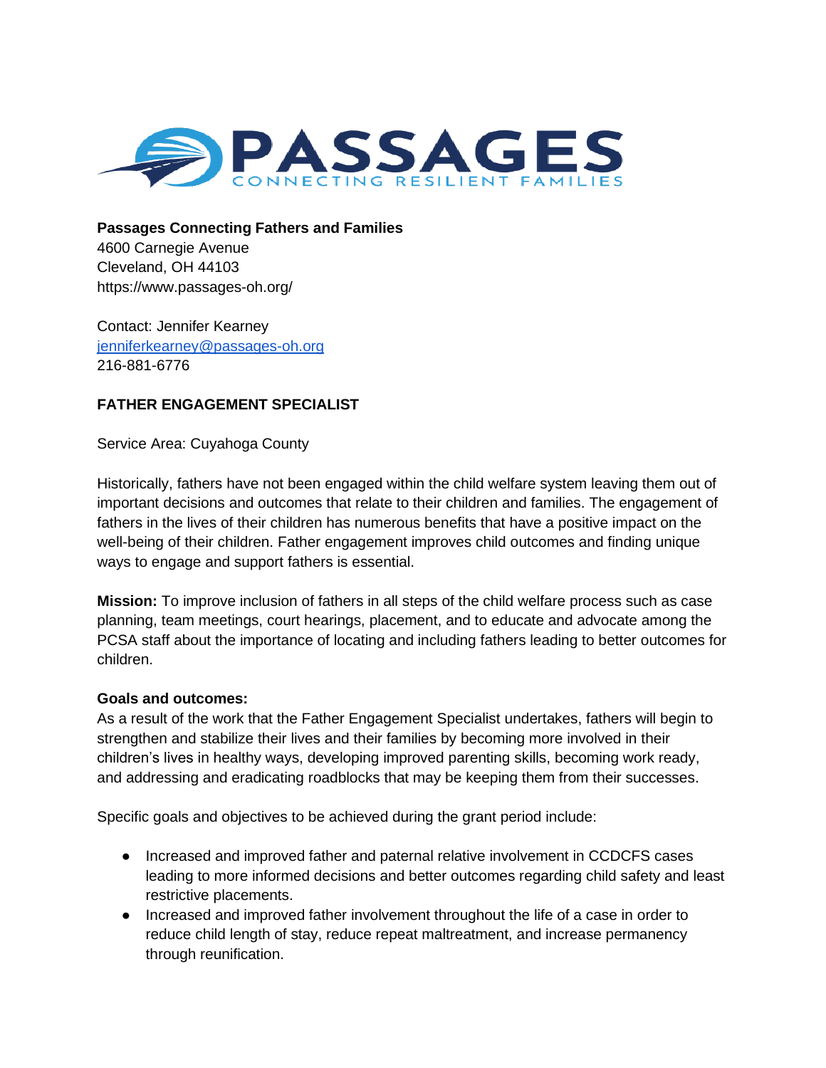**Passages Connecting Fathers and Families**
4600 Carnegie Avenue
Cleveland, OH 44103
https://www.passages-oh.org/

Contact: Jennifer Kearney
jenniferkearney@passages-oh.org
216-881-6776

**FATHER ENGAGEMENT SPECIALIST**

Service Area: Cuyahoga County

Historically, fathers have not been engaged within the child welfare system leaving them out of important decisions and outcomes that relate to their children and families. The engagement of fathers in the lives of their children has numerous benefits that have a positive impact on the well-being of their children. Father engagement improves child outcomes and finding unique ways to engage and support fathers is essential.

**Mission:** To improve inclusion of fathers in all steps of the child welfare process such as case planning, team meetings, court hearings, placement, and to educate and advocate among the PCSA staff about the importance of locating and including fathers leading to better outcomes for children.

**Goals and outcomes:**
As a result of the work that the Father Engagement Specialist undertakes, fathers will begin to strengthen and stabilize their lives and their families by becoming more involved in their children's lives in healthy ways, developing improved parenting skills, becoming work ready, and addressing and eradicating roadblocks that may be keeping them from their successes.

Specific goals and objectives to be achieved during the grant period include:

- Increased and improved father and paternal relative involvement in CCDCFS cases leading to more informed decisions and better outcomes regarding child safety and least restrictive placements.
- Increased and improved father involvement throughout the life of a case in order to reduce child length of stay, reduce repeat maltreatment, and increase permanency through reunification.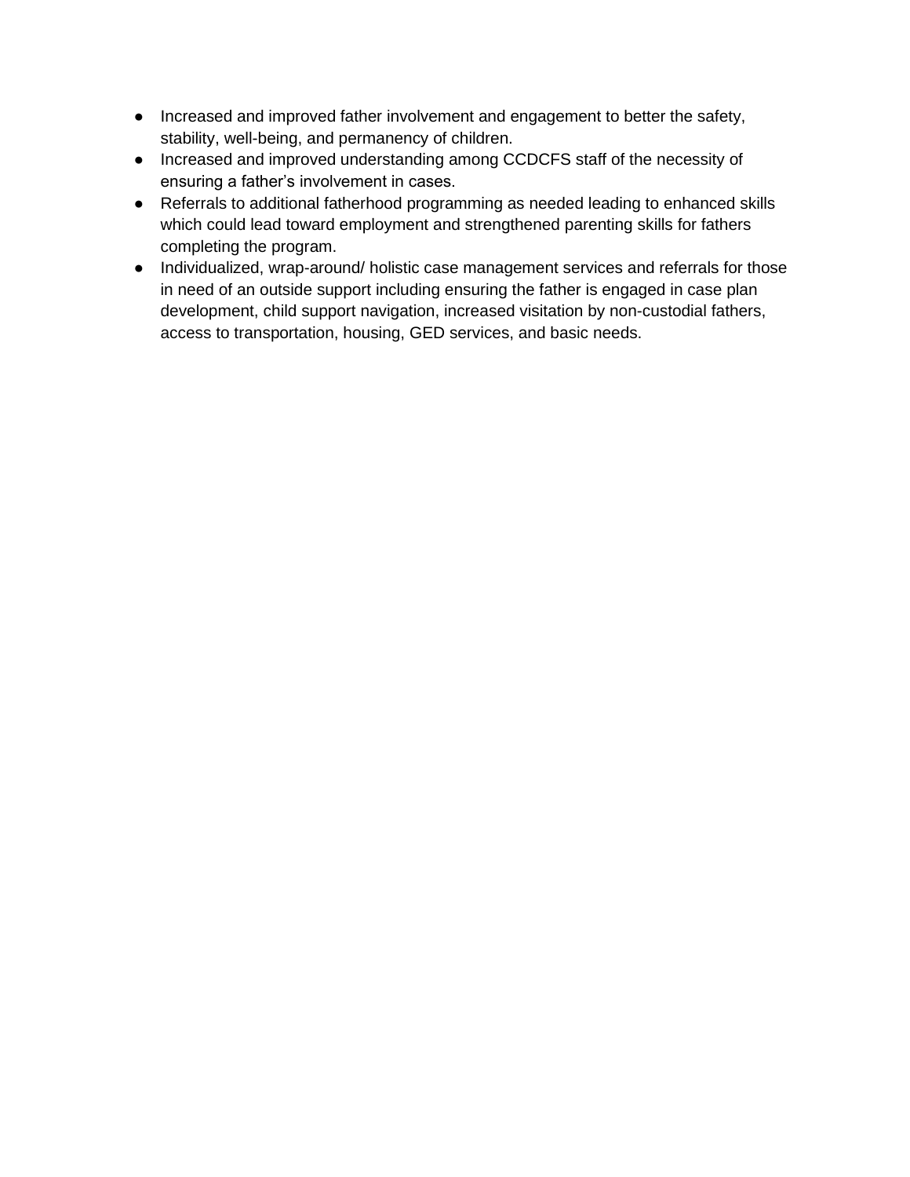- Increased and improved father involvement and engagement to better the safety, stability, well-being, and permanency of children.
- Increased and improved understanding among CCDCFS staff of the necessity of ensuring a father's involvement in cases.
- Referrals to additional fatherhood programming as needed leading to enhanced skills which could lead toward employment and strengthened parenting skills for fathers completing the program.
- Individualized, wrap-around/ holistic case management services and referrals for those in need of an outside support including ensuring the father is engaged in case plan development, child support navigation, increased visitation by non-custodial fathers, access to transportation, housing, GED services, and basic needs.